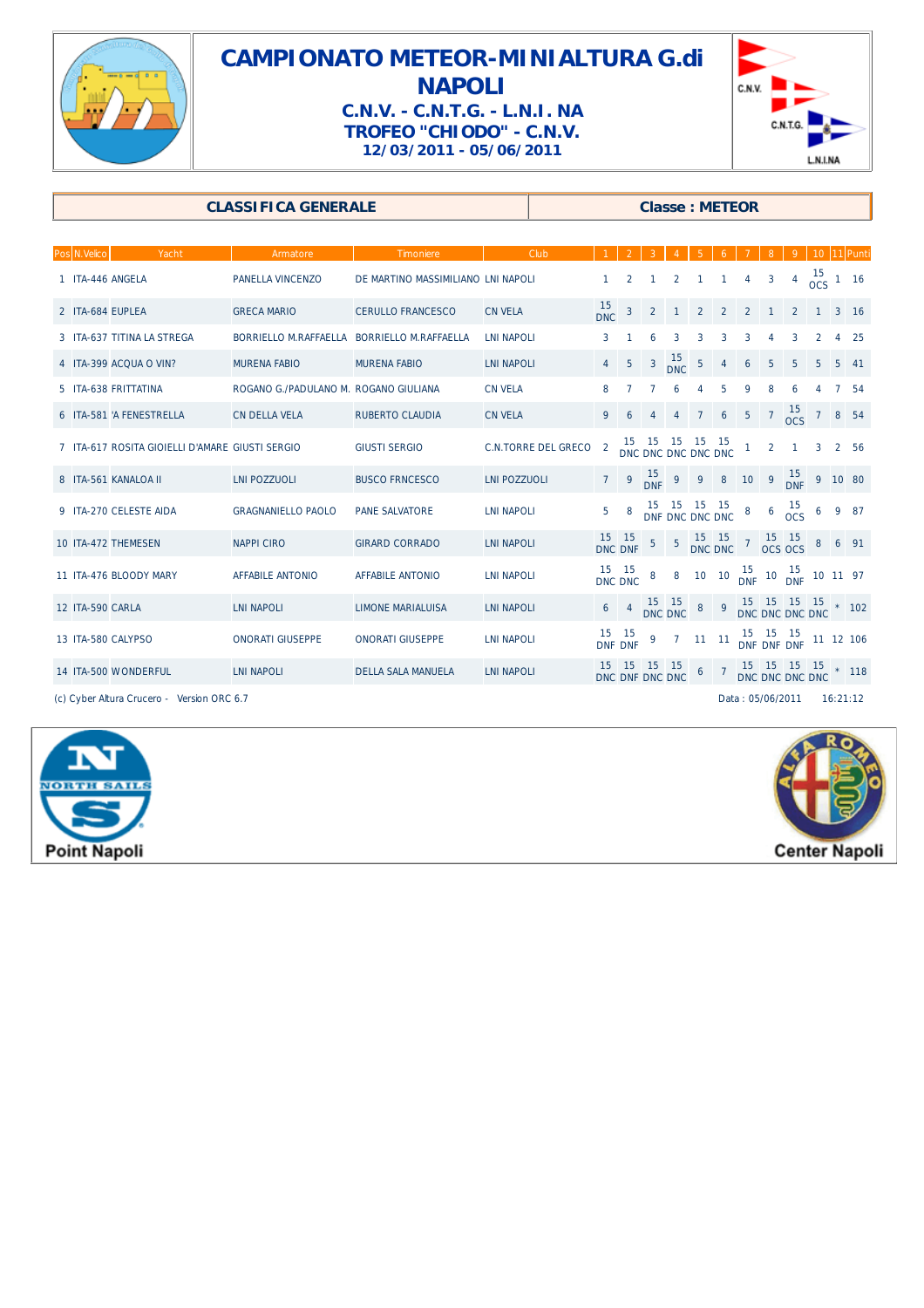# CAMPIONATO METEOR-MINIALTURA G.di NAPOLI

## C.N.V. - C.N.T.G. - L.N.I. NA

## TROFEO "CHIODO" - C.N.V.

**12/03/2011 - 05/06/2011**

| CLASSIFICA GENERALE | Classe : METEOR |
|---|---|

| Pos | N.Velico | Yacht | Armatore | Timoniere | Club | 1 | 2 | 3 | 4 | 5 | 6 | 7 | 8 | 9 | 10 | 11 | Punti |
|---|---|---|---|---|---|---|---|---|---|---|---|---|---|---|---|---|---|
| 1 | ITA-446 | ANGELA | PANELLA VINCENZO | DE MARTINO MASSIMILIANO | LNI NAPOLI | 1 | 2 | 1 | 2 | 1 | 1 | 4 | 3 | 4 | 15 OCS | 1 | 16 |
| 2 | ITA-684 | EUPLEA | GRECA MARIO | CERULLO FRANCESCO | CN VELA | 15 DNC | 3 | 2 | 1 | 2 | 2 | 2 | 1 | 2 | 1 | 3 | 16 |
| 3 | ITA-637 | TITINA LA STREGA | BORRIELLO M.RAFFAELLA | BORRIELLO M.RAFFAELLA | LNI NAPOLI | 3 | 1 | 6 | 3 | 3 | 3 | 3 | 4 | 3 | 2 | 4 | 25 |
| 4 | ITA-399 | ACQUA O VIN? | MURENA FABIO | MURENA FABIO | LNI NAPOLI | 4 | 5 | 3 | 15 DNC | 5 | 4 | 6 | 5 | 5 | 5 | 5 | 41 |
| 5 | ITA-638 | FRITTATINA | ROGANO G./PADULANO M. | ROGANO GIULIANA | CN VELA | 8 | 7 | 7 | 6 | 4 | 5 | 9 | 8 | 6 | 4 | 7 | 54 |
| 6 | ITA-581 | 'A FENESTRELLA | CN DELLA VELA | RUBERTO CLAUDIA | CN VELA | 9 | 6 | 4 | 4 | 7 | 6 | 5 | 7 | 15 OCS | 7 | 8 | 54 |
| 7 | ITA-617 | ROSITA GIOIELLI D'AMARE | GIUSTI SERGIO | GIUSTI SERGIO | C.N.TORRE DEL GRECO | 2 | 15 DNC | 15 DNC | 15 DNC | 15 DNC | 15 DNC | 1 | 2 | 1 | 3 | 2 | 56 |
| 8 | ITA-561 | KANALOA II | LNI POZZUOLI | BUSCO FRNCESCO | LNI POZZUOLI | 7 | 9 | 15 DNF | 9 | 9 | 8 | 10 | 9 | 15 DNF | 9 | 10 | 80 |
| 9 | ITA-270 | CELESTE AIDA | GRAGNANIELLO PAOLO | PANE SALVATORE | LNI NAPOLI | 5 | 8 | 15 DNF | 15 DNC | 15 DNC | 15 DNC | 8 | 6 | 15 OCS | 6 | 9 | 87 |
| 10 | ITA-472 | THEMESEN | NAPPI CIRO | GIRARD CORRADO | LNI NAPOLI | 15 DNC | 15 DNF | 5 | 5 | 15 DNC | 15 DNC | 7 | 15 OCS | 15 OCS | 8 | 6 | 91 |
| 11 | ITA-476 | BLOODY MARY | AFFABILE ANTONIO | AFFABILE ANTONIO | LNI NAPOLI | 15 DNC | 15 DNC | 8 | 8 | 10 | 10 | 15 DNF | 10 | 15 DNF | 10 | 11 | 97 |
| 12 | ITA-590 | CARLA | LNI NAPOLI | LIMONE MARIALUISA | LNI NAPOLI | 6 | 4 | 15 DNC | 15 DNC | 8 | 9 | 15 DNC | 15 DNC | 15 DNC | 15 DNC | * | 102 |
| 13 | ITA-580 | CALYPSO | ONORATI GIUSEPPE | ONORATI GIUSEPPE | LNI NAPOLI | 15 DNF | 15 DNF | 9 | 7 | 11 | 11 | 15 DNF | 15 DNF | 15 DNF | 11 | 12 | 106 |
| 14 | ITA-500 | WONDERFUL | LNI NAPOLI | DELLA SALA MANUELA | LNI NAPOLI | 15 DNC | 15 DNF | 15 DNC | 15 DNC | 6 | 7 | 15 DNC | 15 DNC | 15 DNC | 15 DNC | * | 118 |

(c) Cyber Altura Crucero - Version ORC 6.7

Data : 05/06/2011 16:21:12

Point Napoli

Center Napoli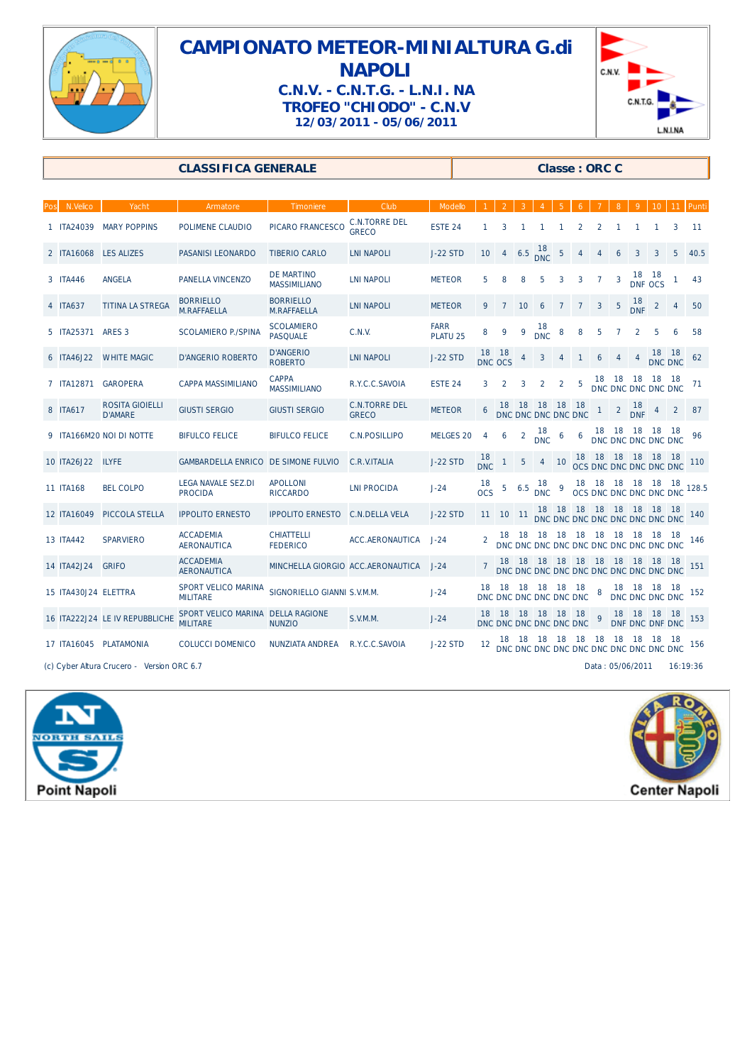# CAMPIONATO METEOR-MINIALTURA G.di NAPOLI

## C.N.V. - C.N.T.G. - L.N.I. NA

## TROFEO "CHIODO" - C.N.V

**12/03/2011 - 05/06/2011**

## CLASSIFICA GENERALE — Classe : ORC C

| Pos | N.Velico | Yacht | Armatore | Timoniere | Club | Modello | 1 | 2 | 3 | 4 | 5 | 6 | 7 | 8 | 9 | 10 | 11 | Punti |
|---|---|---|---|---|---|---|---|---|---|---|---|---|---|---|---|---|---|---|
| 1 | ITA24039 | MARY POPPINS | POLIMENE CLAUDIO | PICARO FRANCESCO | C.N.TORRE DEL GRECO | ESTE 24 | 1 | 3 | 1 | 1 | 1 | 2 | 2 | 1 | 1 | 1 | 3 | 11 |
| 2 | ITA16068 | LES ALIZES | PASANISI LEONARDO | TIBERIO CARLO | LNI NAPOLI | J-22 STD | 10 | 4 | 6.5 | 18 DNC | 5 | 4 | 4 | 6 | 3 | 3 | 5 | 40.5 |
| 3 | ITA446 | ANGELA | PANELLA VINCENZO | DE MARTINO MASSIMILIANO | LNI NAPOLI | METEOR | 5 | 8 | 8 | 5 | 3 | 3 | 7 | 3 | 18 DNF | 18 OCS | 1 | 43 |
| 4 | ITA637 | TITINA LA STREGA | BORRIELLO M.RAFFAELLA | BORRIELLO M.RAFFAELLA | LNI NAPOLI | METEOR | 9 | 7 | 10 | 6 | 7 | 7 | 3 | 5 | 18 DNF | 2 | 4 | 50 |
| 5 | ITA25371 | ARES 3 | SCOLAMIERO P./SPINA | SCOLAMIERO PASQUALE | C.N.V. | FARR PLATU 25 | 8 | 9 | 9 | 18 DNC | 8 | 8 | 5 | 7 | 2 | 5 | 6 | 58 |
| 6 | ITA46J22 | WHITE MAGIC | D'ANGERIO ROBERTO | D'ANGERIO ROBERTO | LNI NAPOLI | J-22 STD | 18 DNC | 18 OCS | 4 | 3 | 4 | 1 | 6 | 4 | 4 | 18 DNC | 18 DNC | 62 |
| 7 | ITA12871 | GAROPERA | CAPPA MASSIMILIANO | CAPPA MASSIMILIANO | R.Y.C.C.SAVOIA | ESTE 24 | 3 | 2 | 3 | 2 | 2 | 5 | 18 DNC | 18 DNC | 18 DNC | 18 DNC | 18 DNC | 71 |
| 8 | ITA617 | ROSITA GIOIELLI D'AMARE | GIUSTI SERGIO | GIUSTI SERGIO | C.N.TORRE DEL GRECO | METEOR | 6 | 18 DNC | 18 DNC | 18 DNC | 18 DNC | 18 DNC | 1 | 2 | 18 DNF | 4 | 2 | 87 |
| 9 | ITA166M20 | NOI DI NOTTE | BIFULCO FELICE | BIFULCO FELICE | C.N.POSILLIPO | MELGES 20 | 4 | 6 | 2 | 18 DNC | 6 | 6 | 18 DNC | 18 DNC | 18 DNC | 18 DNC | 18 DNC | 96 |
| 10 | ITA26J22 | ILYFE | GAMBARDELLA ENRICO | DE SIMONE FULVIO | C.R.V.ITALIA | J-22 STD | 18 DNC | 1 | 5 | 4 | 10 | 18 OCS | 18 DNC | 18 DNC | 18 DNC | 18 DNC | 18 DNC | 110 |
| 11 | ITA168 | BEL COLPO | LEGA NAVALE SEZ.DI PROCIDA | APOLLONI RICCARDO | LNI PROCIDA | J-24 | 18 OCS | 5 | 6.5 | 18 DNC | 9 | 18 OCS | 18 DNC | 18 DNC | 18 DNC | 18 DNC | 18 DNC | 128.5 |
| 12 | ITA16049 | PICCOLA STELLA | IPPOLITO ERNESTO | IPPOLITO ERNESTO | C.N.DELLA VELA | J-22 STD | 11 | 10 | 11 | 18 DNC | 18 DNC | 18 DNC | 18 DNC | 18 DNC | 18 DNC | 18 DNC | 18 DNC | 140 |
| 13 | ITA442 | SPARVIERO | ACCADEMIA AERONAUTICA | CHIATTELLI FEDERICO | ACC.AERONAUTICA | J-24 | 2 | 18 DNC | 18 DNC | 18 DNC | 18 DNC | 18 DNC | 18 DNC | 18 DNC | 18 DNC | 18 DNC | 18 DNC | 146 |
| 14 | ITA42J24 | GRIFO | ACCADEMIA AERONAUTICA | MINCHELLA GIORGIO | ACC.AERONAUTICA | J-24 | 7 | 18 DNC | 18 DNC | 18 DNC | 18 DNC | 18 DNC | 18 DNC | 18 DNC | 18 DNC | 18 DNC | 18 DNC | 151 |
| 15 | ITA430J24 | ELETTRA | SPORT VELICO MARINA MILITARE | SIGNORIELLO GIANNI | S.V.M.M. | J-24 | 18 DNC | 18 DNC | 18 DNC | 18 DNC | 18 DNC | 18 DNC | 8 | 18 DNC | 18 DNC | 18 DNC | 18 DNC | 152 |
| 16 | ITA222J24 | LE IV REPUBBLICHE | SPORT VELICO MARINA MILITARE | DELLA RAGIONE NUNZIO | S.V.M.M. | J-24 | 18 DNC | 18 DNC | 18 DNC | 18 DNC | 18 DNC | 18 DNC | 9 | 18 DNF | 18 DNC | 18 DNF | 18 DNC | 153 |
| 17 | ITA16045 | PLATAMONIA | COLUCCI DOMENICO | NUNZIATA ANDREA | R.Y.C.C.SAVOIA | J-22 STD | 12 | 18 DNC | 18 DNC | 18 DNC | 18 DNC | 18 DNC | 18 DNC | 18 DNC | 18 DNC | 18 DNC | 18 DNC | 156 |

(c) Cyber Altura Crucero - Version ORC 6.7 — Data : 05/06/2011 16:19:36

Point Napoli

Center Napoli